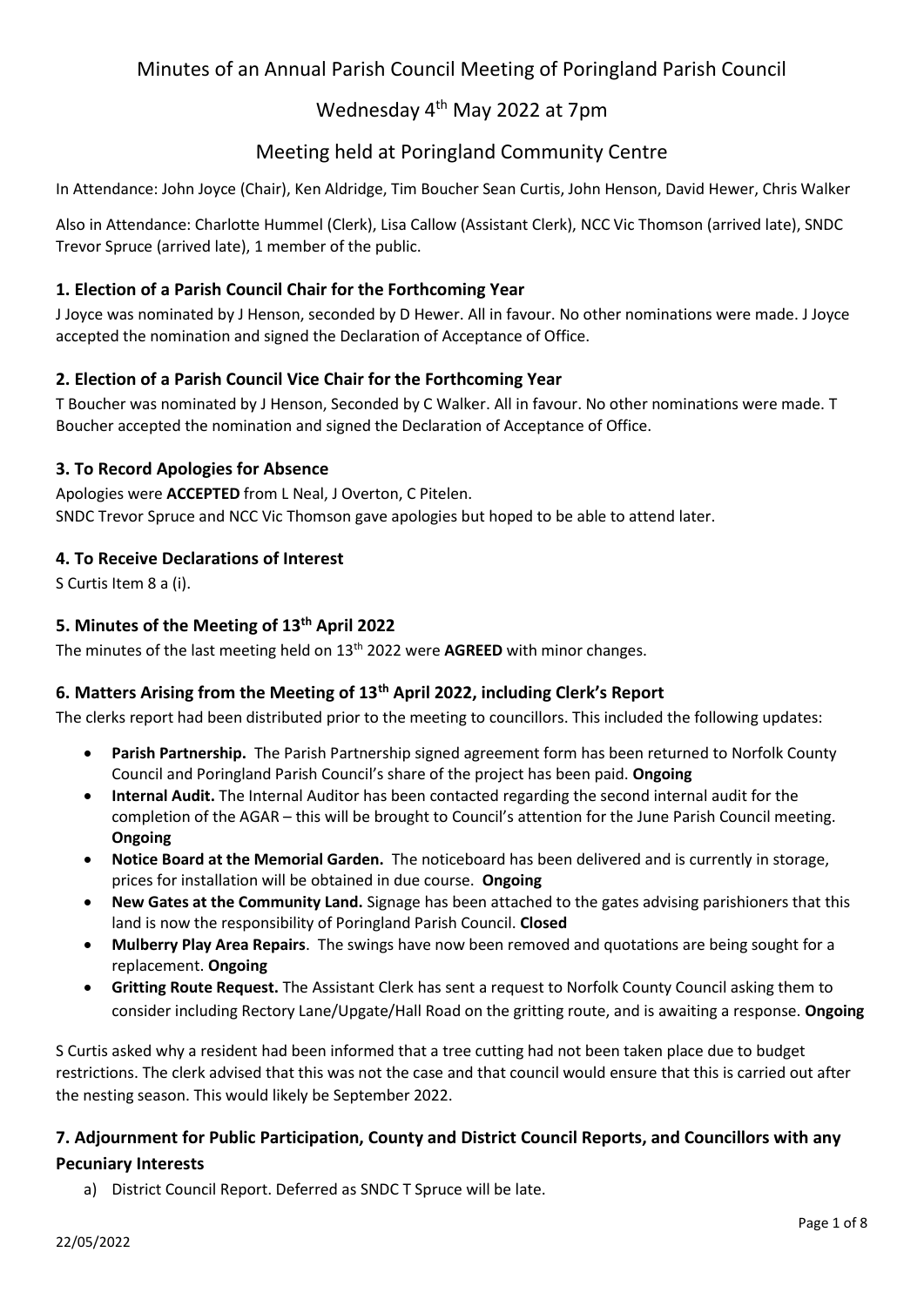# Minutes of an Annual Parish Council Meeting of Poringland Parish Council

## Wednesday 4th May 2022 at 7pm

## Meeting held at Poringland Community Centre

In Attendance: John Joyce (Chair), Ken Aldridge, Tim Boucher Sean Curtis, John Henson, David Hewer, Chris Walker

Also in Attendance: Charlotte Hummel (Clerk), Lisa Callow (Assistant Clerk), NCC Vic Thomson (arrived late), SNDC Trevor Spruce (arrived late), 1 member of the public.

### 1. Election of a Parish Council Chair for the Forthcoming Year

J Joyce was nominated by J Henson, seconded by D Hewer. All in favour. No other nominations were made. J Joyce accepted the nomination and signed the Declaration of Acceptance of Office.

### 2. Election of a Parish Council Vice Chair for the Forthcoming Year

T Boucher was nominated by J Henson, Seconded by C Walker. All in favour. No other nominations were made. T Boucher accepted the nomination and signed the Declaration of Acceptance of Office.

### 3. To Record Apologies for Absence

Apologies were **ACCEPTED** from L Neal, J Overton, C Pitelen.
SNDC Trevor Spruce and NCC Vic Thomson gave apologies but hoped to be able to attend later.

### 4. To Receive Declarations of Interest

S Curtis Item 8 a (i).

### 5. Minutes of the Meeting of 13th April 2022

The minutes of the last meeting held on 13th 2022 were **AGREED** with minor changes.

### 6. Matters Arising from the Meeting of 13th April 2022, including Clerk's Report

The clerks report had been distributed prior to the meeting to councillors. This included the following updates:

- **Parish Partnership.** The Parish Partnership signed agreement form has been returned to Norfolk County Council and Poringland Parish Council's share of the project has been paid. **Ongoing**
- **Internal Audit.** The Internal Auditor has been contacted regarding the second internal audit for the completion of the AGAR – this will be brought to Council's attention for the June Parish Council meeting. **Ongoing**
- **Notice Board at the Memorial Garden.** The noticeboard has been delivered and is currently in storage, prices for installation will be obtained in due course. **Ongoing**
- **New Gates at the Community Land.** Signage has been attached to the gates advising parishioners that this land is now the responsibility of Poringland Parish Council. **Closed**
- **Mulberry Play Area Repairs**. The swings have now been removed and quotations are being sought for a replacement. **Ongoing**
- **Gritting Route Request.** The Assistant Clerk has sent a request to Norfolk County Council asking them to consider including Rectory Lane/Upgate/Hall Road on the gritting route, and is awaiting a response. **Ongoing**

S Curtis asked why a resident had been informed that a tree cutting had not been taken place due to budget restrictions. The clerk advised that this was not the case and that council would ensure that this is carried out after the nesting season. This would likely be September 2022.

### 7. Adjournment for Public Participation, County and District Council Reports, and Councillors with any Pecuniary Interests

a) District Council Report. Deferred as SNDC T Spruce will be late.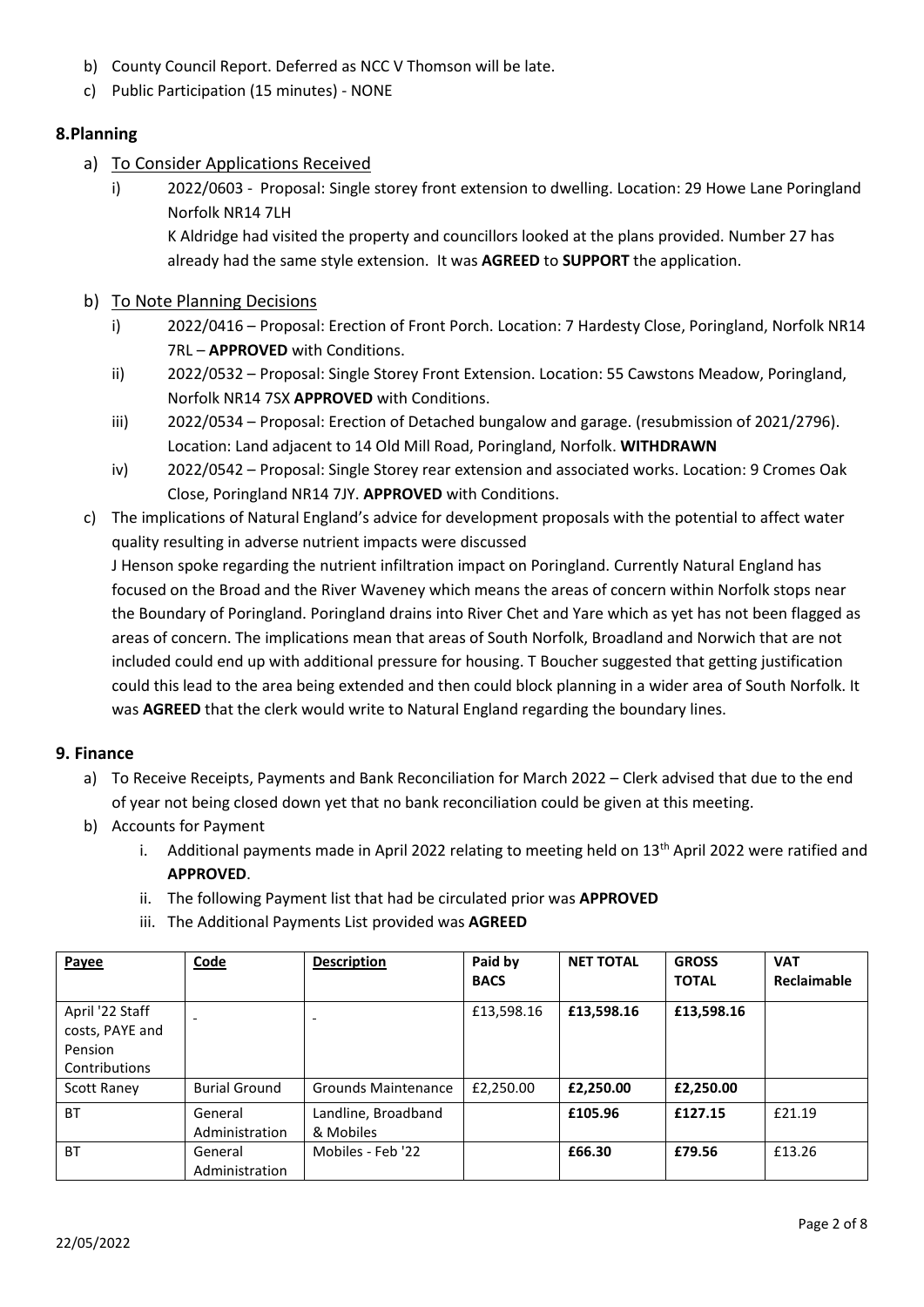b) County Council Report. Deferred as NCC V Thomson will be late.

c) Public Participation (15 minutes) - NONE

## 8.Planning

a) <u>To Consider Applications Received</u>

i) 2022/0603 - Proposal: Single storey front extension to dwelling. Location: 29 Howe Lane Poringland Norfolk NR14 7LH

K Aldridge had visited the property and councillors looked at the plans provided. Number 27 has already had the same style extension. It was **AGREED** to **SUPPORT** the application.

b) <u>To Note Planning Decisions</u>

i) 2022/0416 – Proposal: Erection of Front Porch. Location: 7 Hardesty Close, Poringland, Norfolk NR14 7RL – **APPROVED** with Conditions.

ii) 2022/0532 – Proposal: Single Storey Front Extension. Location: 55 Cawstons Meadow, Poringland, Norfolk NR14 7SX **APPROVED** with Conditions.

iii) 2022/0534 – Proposal: Erection of Detached bungalow and garage. (resubmission of 2021/2796). Location: Land adjacent to 14 Old Mill Road, Poringland, Norfolk. **WITHDRAWN**

iv) 2022/0542 – Proposal: Single Storey rear extension and associated works. Location: 9 Cromes Oak Close, Poringland NR14 7JY. **APPROVED** with Conditions.

c) The implications of Natural England's advice for development proposals with the potential to affect water quality resulting in adverse nutrient impacts were discussed

J Henson spoke regarding the nutrient infiltration impact on Poringland. Currently Natural England has focused on the Broad and the River Waveney which means the areas of concern within Norfolk stops near the Boundary of Poringland. Poringland drains into River Chet and Yare which as yet has not been flagged as areas of concern. The implications mean that areas of South Norfolk, Broadland and Norwich that are not included could end up with additional pressure for housing. T Boucher suggested that getting justification could this lead to the area being extended and then could block planning in a wider area of South Norfolk. It was **AGREED** that the clerk would write to Natural England regarding the boundary lines.

## 9. Finance

a) To Receive Receipts, Payments and Bank Reconciliation for March 2022 – Clerk advised that due to the end of year not being closed down yet that no bank reconciliation could be given at this meeting.

b) Accounts for Payment

i. Additional payments made in April 2022 relating to meeting held on 13th April 2022 were ratified and **APPROVED**.

ii. The following Payment list that had be circulated prior was **APPROVED**

iii. The Additional Payments List provided was **AGREED**

| **Payee** | **Code** | **Description** | **Paid by BACS** | **NET TOTAL** | **GROSS TOTAL** | **VAT Reclaimable** |
|---|---|---|---|---|---|---|
| April '22 Staff costs, PAYE and Pension Contributions | - | - | £13,598.16 | **£13,598.16** | **£13,598.16** | |
| Scott Raney | Burial Ground | Grounds Maintenance | £2,250.00 | **£2,250.00** | **£2,250.00** | |
| BT | General Administration | Landline, Broadband & Mobiles | | **£105.96** | **£127.15** | £21.19 |
| BT | General Administration | Mobiles - Feb '22 | | **£66.30** | **£79.56** | £13.26 |

22/05/2022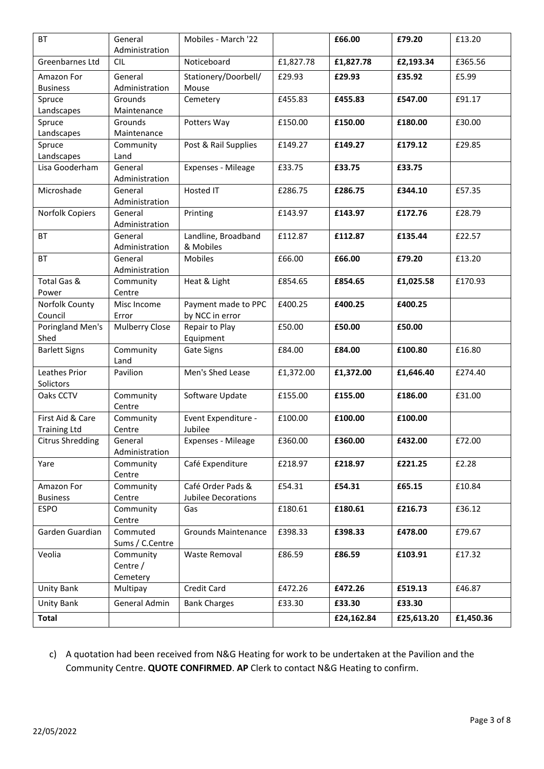| BT | General Administration | Mobiles - March '22 | | **£66.00** | **£79.20** | £13.20 |
|---|---|---|---|---|---|---|
| Greenbarnes Ltd | CIL | Noticeboard | £1,827.78 | **£1,827.78** | **£2,193.34** | £365.56 |
| Amazon For Business | General Administration | Stationery/Doorbell/ Mouse | £29.93 | **£29.93** | **£35.92** | £5.99 |
| Spruce Landscapes | Grounds Maintenance | Cemetery | £455.83 | **£455.83** | **£547.00** | £91.17 |
| Spruce Landscapes | Grounds Maintenance | Potters Way | £150.00 | **£150.00** | **£180.00** | £30.00 |
| Spruce Landscapes | Community Land | Post & Rail Supplies | £149.27 | **£149.27** | **£179.12** | £29.85 |
| Lisa Gooderham | General Administration | Expenses - Mileage | £33.75 | **£33.75** | **£33.75** | |
| Microshade | General Administration | Hosted IT | £286.75 | **£286.75** | **£344.10** | £57.35 |
| Norfolk Copiers | General Administration | Printing | £143.97 | **£143.97** | **£172.76** | £28.79 |
| BT | General Administration | Landline, Broadband & Mobiles | £112.87 | **£112.87** | **£135.44** | £22.57 |
| BT | General Administration | Mobiles | £66.00 | **£66.00** | **£79.20** | £13.20 |
| Total Gas & Power | Community Centre | Heat & Light | £854.65 | **£854.65** | **£1,025.58** | £170.93 |
| Norfolk County Council | Misc Income Error | Payment made to PPC by NCC in error | £400.25 | **£400.25** | **£400.25** | |
| Poringland Men's Shed | Mulberry Close | Repair to Play Equipment | £50.00 | **£50.00** | **£50.00** | |
| Barlett Signs | Community Land | Gate Signs | £84.00 | **£84.00** | **£100.80** | £16.80 |
| Leathes Prior Solictors | Pavilion | Men's Shed Lease | £1,372.00 | **£1,372.00** | **£1,646.40** | £274.40 |
| Oaks CCTV | Community Centre | Software Update | £155.00 | **£155.00** | **£186.00** | £31.00 |
| First Aid & Care Training Ltd | Community Centre | Event Expenditure - Jubilee | £100.00 | **£100.00** | **£100.00** | |
| Citrus Shredding | General Administration | Expenses - Mileage | £360.00 | **£360.00** | **£432.00** | £72.00 |
| Yare | Community Centre | Café Expenditure | £218.97 | **£218.97** | **£221.25** | £2.28 |
| Amazon For Business | Community Centre | Café Order Pads & Jubilee Decorations | £54.31 | **£54.31** | **£65.15** | £10.84 |
| ESPO | Community Centre | Gas | £180.61 | **£180.61** | **£216.73** | £36.12 |
| Garden Guardian | Commuted Sums / C.Centre | Grounds Maintenance | £398.33 | **£398.33** | **£478.00** | £79.67 |
| Veolia | Community Centre / Cemetery | Waste Removal | £86.59 | **£86.59** | **£103.91** | £17.32 |
| Unity Bank | Multipay | Credit Card | £472.26 | **£472.26** | **£519.13** | £46.87 |
| Unity Bank | General Admin | Bank Charges | £33.30 | **£33.30** | **£33.30** | |
| **Total** | | | | **£24,162.84** | **£25,613.20** | **£1,450.36** |

c) A quotation had been received from N&G Heating for work to be undertaken at the Pavilion and the Community Centre. **QUOTE CONFIRMED**. **AP** Clerk to contact N&G Heating to confirm.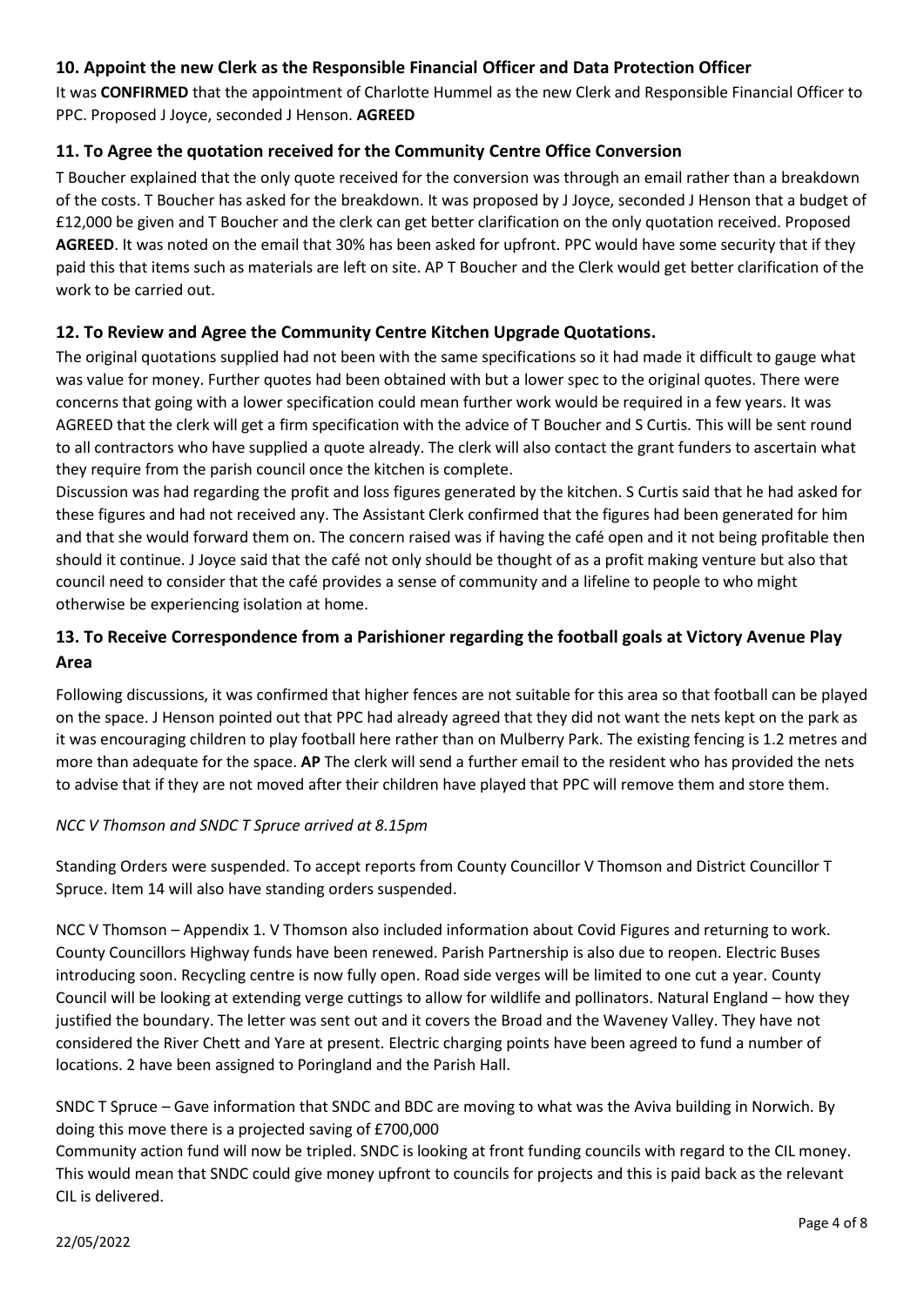### 10. Appoint the new Clerk as the Responsible Financial Officer and Data Protection Officer

It was **CONFIRMED** that the appointment of Charlotte Hummel as the new Clerk and Responsible Financial Officer to PPC. Proposed J Joyce, seconded J Henson. **AGREED**

### 11. To Agree the quotation received for the Community Centre Office Conversion

T Boucher explained that the only quote received for the conversion was through an email rather than a breakdown of the costs. T Boucher has asked for the breakdown. It was proposed by J Joyce, seconded J Henson that a budget of £12,000 be given and T Boucher and the clerk can get better clarification on the only quotation received. Proposed **AGREED**. It was noted on the email that 30% has been asked for upfront. PPC would have some security that if they paid this that items such as materials are left on site. AP T Boucher and the Clerk would get better clarification of the work to be carried out.

### 12. To Review and Agree the Community Centre Kitchen Upgrade Quotations.

The original quotations supplied had not been with the same specifications so it had made it difficult to gauge what was value for money. Further quotes had been obtained with but a lower spec to the original quotes. There were concerns that going with a lower specification could mean further work would be required in a few years. It was AGREED that the clerk will get a firm specification with the advice of T Boucher and S Curtis. This will be sent round to all contractors who have supplied a quote already. The clerk will also contact the grant funders to ascertain what they require from the parish council once the kitchen is complete.

Discussion was had regarding the profit and loss figures generated by the kitchen. S Curtis said that he had asked for these figures and had not received any. The Assistant Clerk confirmed that the figures had been generated for him and that she would forward them on. The concern raised was if having the café open and it not being profitable then should it continue. J Joyce said that the café not only should be thought of as a profit making venture but also that council need to consider that the café provides a sense of community and a lifeline to people to who might otherwise be experiencing isolation at home.

### 13. To Receive Correspondence from a Parishioner regarding the football goals at Victory Avenue Play Area

Following discussions, it was confirmed that higher fences are not suitable for this area so that football can be played on the space. J Henson pointed out that PPC had already agreed that they did not want the nets kept on the park as it was encouraging children to play football here rather than on Mulberry Park. The existing fencing is 1.2 metres and more than adequate for the space. **AP** The clerk will send a further email to the resident who has provided the nets to advise that if they are not moved after their children have played that PPC will remove them and store them.

*NCC V Thomson and SNDC T Spruce arrived at 8.15pm*

Standing Orders were suspended. To accept reports from County Councillor V Thomson and District Councillor T Spruce. Item 14 will also have standing orders suspended.

NCC V Thomson – Appendix 1. V Thomson also included information about Covid Figures and returning to work. County Councillors Highway funds have been renewed. Parish Partnership is also due to reopen. Electric Buses introducing soon. Recycling centre is now fully open. Road side verges will be limited to one cut a year. County Council will be looking at extending verge cuttings to allow for wildlife and pollinators. Natural England – how they justified the boundary. The letter was sent out and it covers the Broad and the Waveney Valley. They have not considered the River Chett and Yare at present. Electric charging points have been agreed to fund a number of locations. 2 have been assigned to Poringland and the Parish Hall.

SNDC T Spruce – Gave information that SNDC and BDC are moving to what was the Aviva building in Norwich. By doing this move there is a projected saving of £700,000

Community action fund will now be tripled. SNDC is looking at front funding councils with regard to the CIL money. This would mean that SNDC could give money upfront to councils for projects and this is paid back as the relevant CIL is delivered.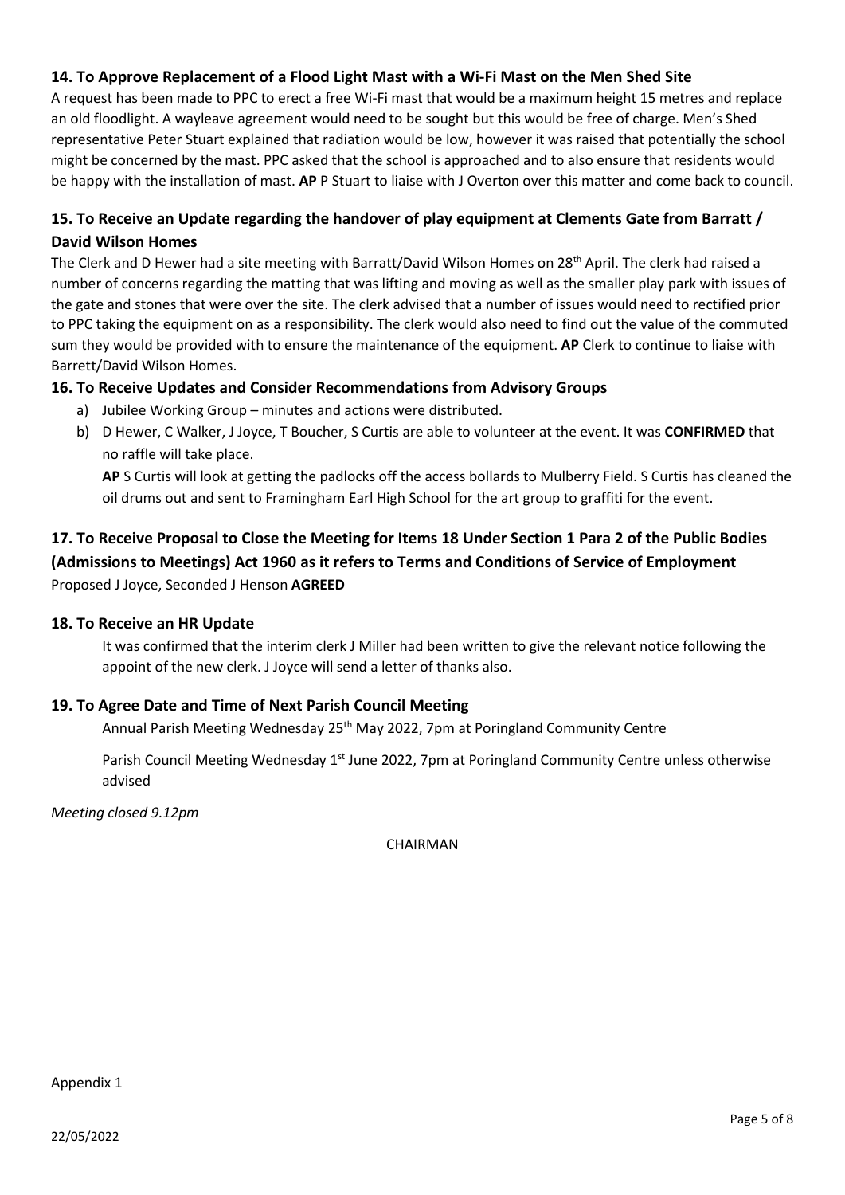### 14. To Approve Replacement of a Flood Light Mast with a Wi-Fi Mast on the Men Shed Site

A request has been made to PPC to erect a free Wi-Fi mast that would be a maximum height 15 metres and replace an old floodlight. A wayleave agreement would need to be sought but this would be free of charge. Men's Shed representative Peter Stuart explained that radiation would be low, however it was raised that potentially the school might be concerned by the mast. PPC asked that the school is approached and to also ensure that residents would be happy with the installation of mast. **AP** P Stuart to liaise with J Overton over this matter and come back to council.

### 15. To Receive an Update regarding the handover of play equipment at Clements Gate from Barratt / David Wilson Homes

The Clerk and D Hewer had a site meeting with Barratt/David Wilson Homes on 28th April. The clerk had raised a number of concerns regarding the matting that was lifting and moving as well as the smaller play park with issues of the gate and stones that were over the site. The clerk advised that a number of issues would need to rectified prior to PPC taking the equipment on as a responsibility. The clerk would also need to find out the value of the commuted sum they would be provided with to ensure the maintenance of the equipment. **AP** Clerk to continue to liaise with Barrett/David Wilson Homes.

### 16. To Receive Updates and Consider Recommendations from Advisory Groups

a) Jubilee Working Group – minutes and actions were distributed.

b) D Hewer, C Walker, J Joyce, T Boucher, S Curtis are able to volunteer at the event. It was **CONFIRMED** that no raffle will take place.

   **AP** S Curtis will look at getting the padlocks off the access bollards to Mulberry Field. S Curtis has cleaned the oil drums out and sent to Framingham Earl High School for the art group to graffiti for the event.

### 17. To Receive Proposal to Close the Meeting for Items 18 Under Section 1 Para 2 of the Public Bodies (Admissions to Meetings) Act 1960 as it refers to Terms and Conditions of Service of Employment

Proposed J Joyce, Seconded J Henson **AGREED**

### 18. To Receive an HR Update

It was confirmed that the interim clerk J Miller had been written to give the relevant notice following the appoint of the new clerk. J Joyce will send a letter of thanks also.

### 19. To Agree Date and Time of Next Parish Council Meeting

Annual Parish Meeting Wednesday 25th May 2022, 7pm at Poringland Community Centre

Parish Council Meeting Wednesday 1st June 2022, 7pm at Poringland Community Centre unless otherwise advised

*Meeting closed 9.12pm*

CHAIRMAN

Appendix 1

22/05/2022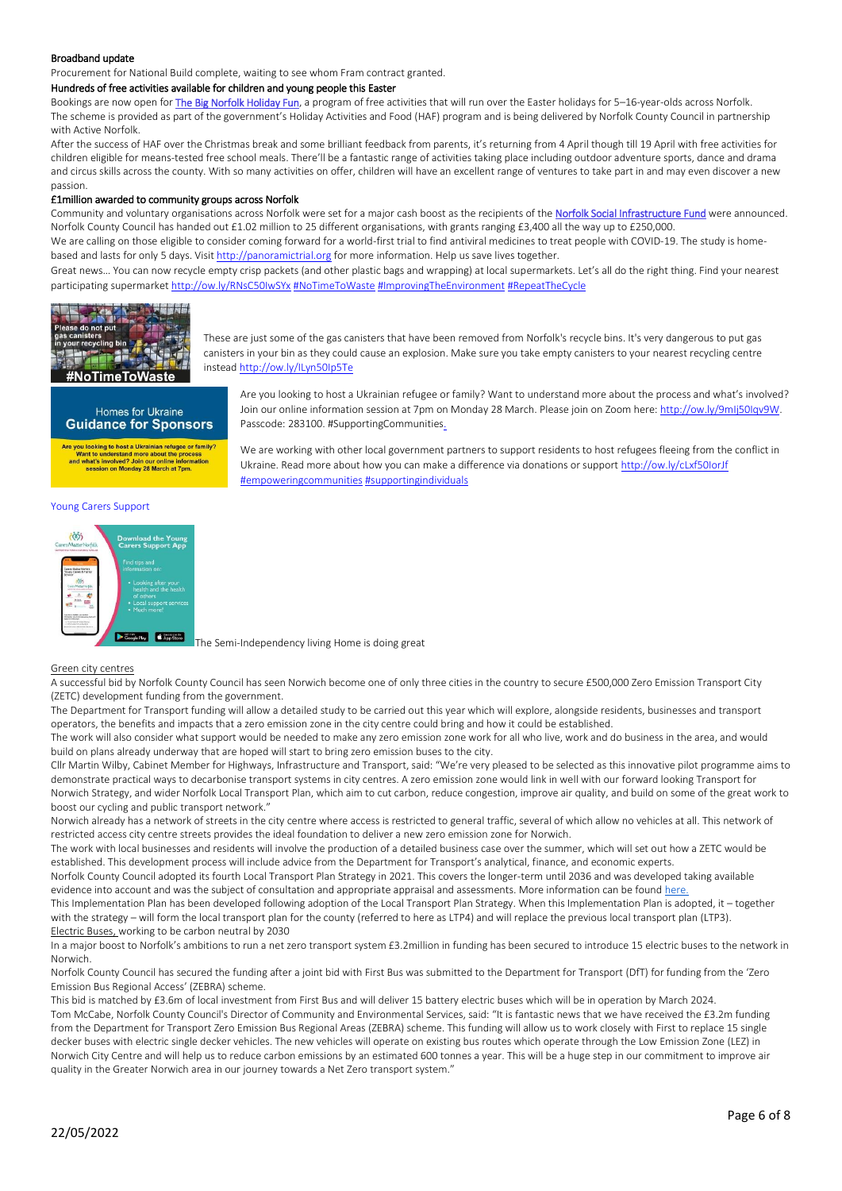**Broadband update**

Procurement for National Build complete, waiting to see whom Fram contract granted.

**Hundreds of free activities available for children and young people this Easter**

Bookings are now open for The Big Norfolk Holiday Fun, a program of free activities that will run over the Easter holidays for 5–16-year-olds across Norfolk.
The scheme is provided as part of the government's Holiday Activities and Food (HAF) program and is being delivered by Norfolk County Council in partnership with Active Norfolk.

After the success of HAF over the Christmas break and some brilliant feedback from parents, it's returning from 4 April though till 19 April with free activities for children eligible for means-tested free school meals. There'll be a fantastic range of activities taking place including outdoor adventure sports, dance and drama and circus skills across the county. With so many activities on offer, children will have an excellent range of ventures to take part in and may even discover a new passion.

**£1million awarded to community groups across Norfolk**

Community and voluntary organisations across Norfolk were set for a major cash boost as the recipients of the Norfolk Social Infrastructure Fund were announced. Norfolk County Council has handed out £1.02 million to 25 different organisations, with grants ranging £3,400 all the way up to £250,000.

We are calling on those eligible to consider coming forward for a world-first trial to find antiviral medicines to treat people with COVID-19. The study is home-based and lasts for only 5 days. Visit http://panoramictrial.org for more information. Help us save lives together.

Great news… You can now recycle empty crisp packets (and other plastic bags and wrapping) at local supermarkets. Let's all do the right thing. Find your nearest participating supermarket http://ow.ly/RNsC50IwSYx #NoTimeToWaste #ImprovingTheEnvironment #RepeatTheCycle

These are just some of the gas canisters that have been removed from Norfolk's recycle bins. It's very dangerous to put gas canisters in your bin as they could cause an explosion. Make sure you take empty canisters to your nearest recycling centre instead http://ow.ly/ILyn50Ip5Te

Are you looking to host a Ukrainian refugee or family? Want to understand more about the process and what's involved? Join our online information session at 7pm on Monday 28 March. Please join on Zoom here: http://ow.ly/9mlj50Iqv9W. Passcode: 283100. #SupportingCommunities.

We are working with other local government partners to support residents to host refugees fleeing from the conflict in Ukraine. Read more about how you can make a difference via donations or support http://ow.ly/cLxf50IorJf #empoweringcommunities #supportingindividuals

Young Carers Support

The Semi-Independency living Home is doing great

**Green city centres**

A successful bid by Norfolk County Council has seen Norwich become one of only three cities in the country to secure £500,000 Zero Emission Transport City (ZETC) development funding from the government.

The Department for Transport funding will allow a detailed study to be carried out this year which will explore, alongside residents, businesses and transport operators, the benefits and impacts that a zero emission zone in the city centre could bring and how it could be established.

The work will also consider what support would be needed to make any zero emission zone work for all who live, work and do business in the area, and would build on plans already underway that are hoped will start to bring zero emission buses to the city.

Cllr Martin Wilby, Cabinet Member for Highways, Infrastructure and Transport, said: "We're very pleased to be selected as this innovative pilot programme aims to demonstrate practical ways to decarbonise transport systems in city centres. A zero emission zone would link in well with our forward looking Transport for Norwich Strategy, and wider Norfolk Local Transport Plan, which aim to cut carbon, reduce congestion, improve air quality, and build on some of the great work to boost our cycling and public transport network."

Norwich already has a network of streets in the city centre where access is restricted to general traffic, several of which allow no vehicles at all. This network of restricted access city centre streets provides the ideal foundation to deliver a new zero emission zone for Norwich.

The work with local businesses and residents will involve the production of a detailed business case over the summer, which will set out how a ZETC would be established. This development process will include advice from the Department for Transport's analytical, finance, and economic experts.

Norfolk County Council adopted its fourth Local Transport Plan Strategy in 2021. This covers the longer-term until 2036 and was developed taking available evidence into account and was the subject of consultation and appropriate appraisal and assessments. More information can be found here.

This Implementation Plan has been developed following adoption of the Local Transport Plan Strategy. When this Implementation Plan is adopted, it – together with the strategy – will form the local transport plan for the county (referred to here as LTP4) and will replace the previous local transport plan (LTP3).

Electric Buses, working to be carbon neutral by 2030

In a major boost to Norfolk's ambitions to run a net zero transport system £3.2million in funding has been secured to introduce 15 electric buses to the network in Norwich.

Norfolk County Council has secured the funding after a joint bid with First Bus was submitted to the Department for Transport (DfT) for funding from the 'Zero Emission Bus Regional Access' (ZEBRA) scheme.

This bid is matched by £3.6m of local investment from First Bus and will deliver 15 battery electric buses which will be in operation by March 2024.

Tom McCabe, Norfolk County Council's Director of Community and Environmental Services, said: "It is fantastic news that we have received the £3.2m funding from the Department for Transport Zero Emission Bus Regional Access (ZEBRA) scheme. This funding will allow us to work closely with First to replace 15 single decker buses with electric single decker vehicles. The new vehicles will operate on existing bus routes which operate through the Low Emission Zone (LEZ) in Norwich City Centre and will help us to reduce carbon emissions by an estimated 600 tonnes a year. This will be a huge step in our commitment to improve air quality in the Greater Norwich area in our journey towards a Net Zero transport system."

22/05/2022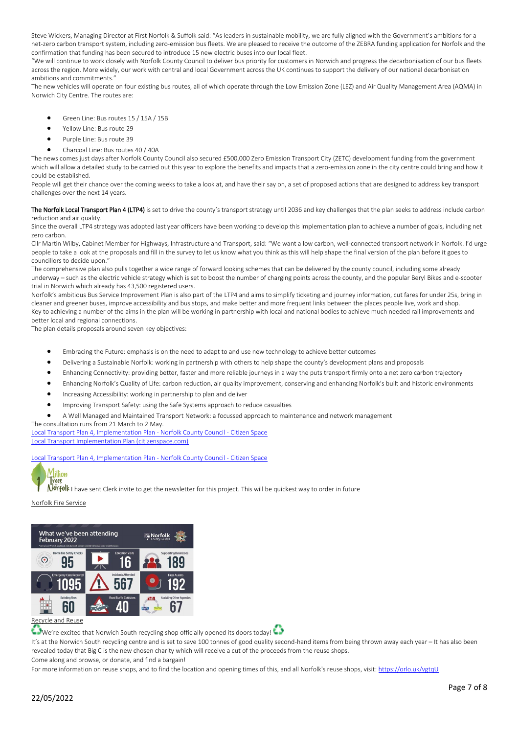Steve Wickers, Managing Director at First Norfolk & Suffolk said: "As leaders in sustainable mobility, we are fully aligned with the Government's ambitions for a net-zero carbon transport system, including zero-emission bus fleets. We are pleased to receive the outcome of the ZEBRA funding application for Norfolk and the confirmation that funding has been secured to introduce 15 new electric buses into our local fleet.

"We will continue to work closely with Norfolk County Council to deliver bus priority for customers in Norwich and progress the decarbonisation of our bus fleets across the region. More widely, our work with central and local Government across the UK continues to support the delivery of our national decarbonisation ambitions and commitments."

The new vehicles will operate on four existing bus routes, all of which operate through the Low Emission Zone (LEZ) and Air Quality Management Area (AQMA) in Norwich City Centre. The routes are:

- Green Line: Bus routes 15 / 15A / 15B
- Yellow Line: Bus route 29
- Purple Line: Bus route 39
- Charcoal Line: Bus routes 40 / 40A

The news comes just days after Norfolk County Council also secured £500,000 Zero Emission Transport City (ZETC) development funding from the government which will allow a detailed study to be carried out this year to explore the benefits and impacts that a zero-emission zone in the city centre could bring and how it could be established.

People will get their chance over the coming weeks to take a look at, and have their say on, a set of proposed actions that are designed to address key transport challenges over the next 14 years.

The Norfolk Local Transport Plan 4 (LTP4) is set to drive the county's transport strategy until 2036 and key challenges that the plan seeks to address include carbon reduction and air quality.

Since the overall LTP4 strategy was adopted last year officers have been working to develop this implementation plan to achieve a number of goals, including net zero carbon.

Cllr Martin Wilby, Cabinet Member for Highways, Infrastructure and Transport, said: "We want a low carbon, well-connected transport network in Norfolk. I'd urge people to take a look at the proposals and fill in the survey to let us know what you think as this will help shape the final version of the plan before it goes to councillors to decide upon."

The comprehensive plan also pulls together a wide range of forward looking schemes that can be delivered by the county council, including some already underway – such as the electric vehicle strategy which is set to boost the number of charging points across the county, and the popular Beryl Bikes and e-scooter trial in Norwich which already has 43,500 registered users.

Norfolk's ambitious Bus Service Improvement Plan is also part of the LTP4 and aims to simplify ticketing and journey information, cut fares for under 25s, bring in cleaner and greener buses, improve accessibility and bus stops, and make better and more frequent links between the places people live, work and shop.

Key to achieving a number of the aims in the plan will be working in partnership with local and national bodies to achieve much needed rail improvements and better local and regional connections.

The plan details proposals around seven key objectives:

- Embracing the Future: emphasis is on the need to adapt to and use new technology to achieve better outcomes
- Delivering a Sustainable Norfolk: working in partnership with others to help shape the county's development plans and proposals
- Enhancing Connectivity: providing better, faster and more reliable journeys in a way the puts transport firmly onto a net zero carbon trajectory
- Enhancing Norfolk's Quality of Life: carbon reduction, air quality improvement, conserving and enhancing Norfolk's built and historic environments
- Increasing Accessibility: working in partnership to plan and deliver
- Improving Transport Safety: using the Safe Systems approach to reduce casualties
- A Well Managed and Maintained Transport Network: a focussed approach to maintenance and network management

The consultation runs from 21 March to 2 May.

Local Transport Plan 4, Implementation Plan - Norfolk County Council - Citizen Space

Local Transport Implementation Plan (citizenspace.com)

Local Transport Plan 4, Implementation Plan - Norfolk County Council - Citizen Space

Million Trees for Norfolk I have sent Clerk invite to get the newsletter for this project. This will be quickest way to order in future

Norfolk Fire Service

**What we've been attending February 2022** — Norfolk County Council

| Home Fire Safety Checks | Education Visits | Supporting Businesses |
|---|---|---|
| 95 | 16 | 189 |
| **Emergency Calls Received** | **Incidents Attended** | **False Alarms** |
| 1095 | 567 | 192 |
| **Building Fires** | **Road Traffic Collisions** | **Assisting Other Agencies** |
| 60 | 40 | 67 |

Recycle and Reuse

We're excited that Norwich South recycling shop officially opened its doors today!

It's at the Norwich South recycling centre and is set to save 100 tonnes of good quality second-hand items from being thrown away each year – It has also been revealed today that Big C is the new chosen charity which will receive a cut of the proceeds from the reuse shops.

Come along and browse, or donate, and find a bargain!

For more information on reuse shops, and to find the location and opening times of this, and all Norfolk's reuse shops, visit: https://orlo.uk/vgtqU

22/05/2022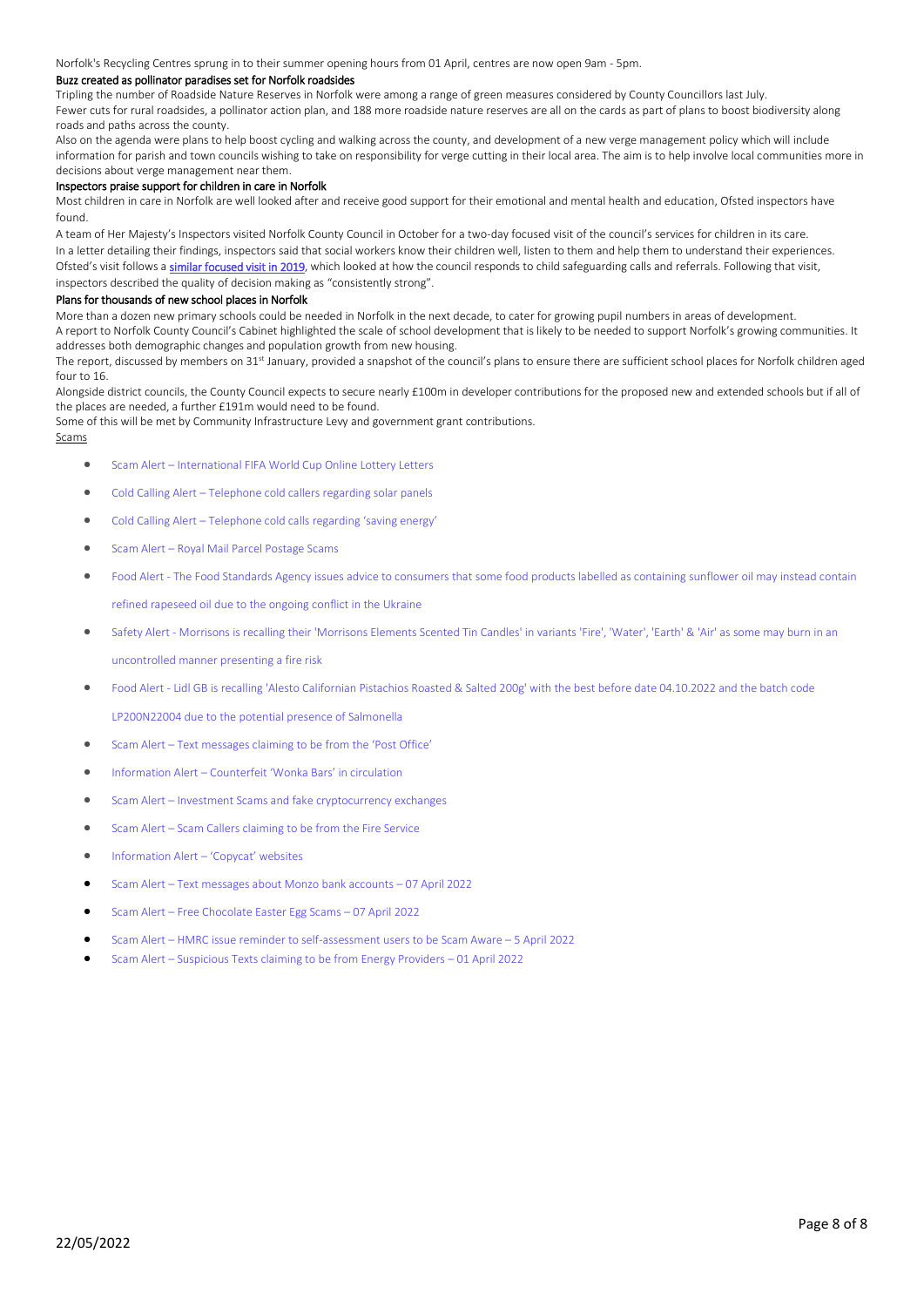Norfolk's Recycling Centres sprung in to their summer opening hours from 01 April, centres are now open 9am - 5pm.

### Buzz created as pollinator paradises set for Norfolk roadsides

Tripling the number of Roadside Nature Reserves in Norfolk were among a range of green measures considered by County Councillors last July.

Fewer cuts for rural roadsides, a pollinator action plan, and 188 more roadside nature reserves are all on the cards as part of plans to boost biodiversity along roads and paths across the county.

Also on the agenda were plans to help boost cycling and walking across the county, and development of a new verge management policy which will include information for parish and town councils wishing to take on responsibility for verge cutting in their local area. The aim is to help involve local communities more in decisions about verge management near them.

### Inspectors praise support for children in care in Norfolk

Most children in care in Norfolk are well looked after and receive good support for their emotional and mental health and education, Ofsted inspectors have found.

A team of Her Majesty's Inspectors visited Norfolk County Council in October for a two-day focused visit of the council's services for children in its care.

In a letter detailing their findings, inspectors said that social workers know their children well, listen to them and help them to understand their experiences.

Ofsted's visit follows a similar focused visit in 2019, which looked at how the council responds to child safeguarding calls and referrals. Following that visit, inspectors described the quality of decision making as "consistently strong".

### Plans for thousands of new school places in Norfolk

More than a dozen new primary schools could be needed in Norfolk in the next decade, to cater for growing pupil numbers in areas of development.

A report to Norfolk County Council's Cabinet highlighted the scale of school development that is likely to be needed to support Norfolk's growing communities. It addresses both demographic changes and population growth from new housing.

The report, discussed by members on 31st January, provided a snapshot of the council's plans to ensure there are sufficient school places for Norfolk children aged four to 16.

Alongside district councils, the County Council expects to secure nearly £100m in developer contributions for the proposed new and extended schools but if all of the places are needed, a further £191m would need to be found.

Some of this will be met by Community Infrastructure Levy and government grant contributions.

### Scams

- Scam Alert – International FIFA World Cup Online Lottery Letters
- Cold Calling Alert – Telephone cold callers regarding solar panels
- Cold Calling Alert – Telephone cold calls regarding 'saving energy'
- Scam Alert – Royal Mail Parcel Postage Scams
- Food Alert - The Food Standards Agency issues advice to consumers that some food products labelled as containing sunflower oil may instead contain refined rapeseed oil due to the ongoing conflict in the Ukraine
- Safety Alert - Morrisons is recalling their 'Morrisons Elements Scented Tin Candles' in variants 'Fire', 'Water', 'Earth' & 'Air' as some may burn in an uncontrolled manner presenting a fire risk
- Food Alert - Lidl GB is recalling 'Alesto Californian Pistachios Roasted & Salted 200g' with the best before date 04.10.2022 and the batch code LP200N22004 due to the potential presence of Salmonella
- Scam Alert – Text messages claiming to be from the 'Post Office'
- Information Alert – Counterfeit 'Wonka Bars' in circulation
- Scam Alert – Investment Scams and fake cryptocurrency exchanges
- Scam Alert – Scam Callers claiming to be from the Fire Service
- Information Alert – 'Copycat' websites
- Scam Alert – Text messages about Monzo bank accounts – 07 April 2022
- Scam Alert – Free Chocolate Easter Egg Scams – 07 April 2022
- Scam Alert – HMRC issue reminder to self-assessment users to be Scam Aware – 5 April 2022
- Scam Alert – Suspicious Texts claiming to be from Energy Providers – 01 April 2022

22/05/2022